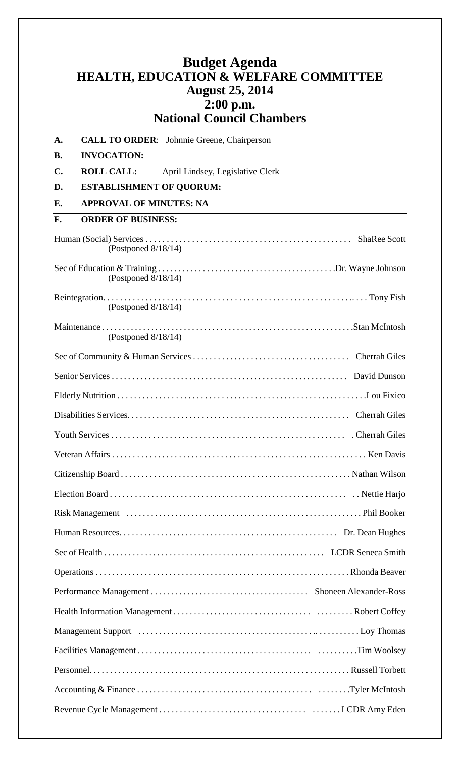# Budget Agenda
# HEALTH, EDUCATION & WELFARE COMMITTEE
## August 25, 2014
## 2:00 p.m.
## National Council Chambers

**A. CALL TO ORDER**: Johnnie Greene, Chairperson

**B. INVOCATION:**

**C. ROLL CALL:** April Lindsey, Legislative Clerk

**D. ESTABLISHMENT OF QUORUM:**

**E. APPROVAL OF MINUTES: NA**

**F. ORDER OF BUSINESS:**

Human (Social) Services . . . . . . . . . . . . . . . . . . . . . . . . . . . . . . . . . . . . . . . . . . . . . . . . . ShaRee Scott
(Postponed 8/18/14)

Sec of Education & Training . . . . . . . . . . . . . . . . . . . . . . . . . . . . . . . . . . . . . . . . . . .Dr. Wayne Johnson
(Postponed 8/18/14)

Reintegration. . . . . . . . . . . . . . . . . . . . . . . . . . . . . . . . . . . . . . . . . . . . . . . . . . . . . . . . . . . . Tony Fish
(Postponed 8/18/14)

Maintenance . . . . . . . . . . . . . . . . . . . . . . . . . . . . . . . . . . . . . . . . . . . . . . . . . . . . . . . . . . .Stan McIntosh
(Postponed 8/18/14)

Sec of Community & Human Services . . . . . . . . . . . . . . . . . . . . . . . . . . . . . . . . . . . . . Cherrah Giles

Senior Services . . . . . . . . . . . . . . . . . . . . . . . . . . . . . . . . . . . . . . . . . . . . . . . . . . . . . . . . David Dunson

Elderly Nutrition . . . . . . . . . . . . . . . . . . . . . . . . . . . . . . . . . . . . . . . . . . . . . . . . . . . . . . . . . . .Lou Fixico

Disabilities Services. . . . . . . . . . . . . . . . . . . . . . . . . . . . . . . . . . . . . . . . . . . . . . . . . . . . . Cherrah Giles

Youth Services . . . . . . . . . . . . . . . . . . . . . . . . . . . . . . . . . . . . . . . . . . . . . . . . . . . . . . . . . Cherrah Giles

Veteran Affairs . . . . . . . . . . . . . . . . . . . . . . . . . . . . . . . . . . . . . . . . . . . . . . . . . . . . . . . . . . . . Ken Davis

Citizenship Board . . . . . . . . . . . . . . . . . . . . . . . . . . . . . . . . . . . . . . . . . . . . . . . . . . . . . . . Nathan Wilson

Election Board . . . . . . . . . . . . . . . . . . . . . . . . . . . . . . . . . . . . . . . . . . . . . . . . . . . . . . . . . . Nettie Harjo

Risk Management . . . . . . . . . . . . . . . . . . . . . . . . . . . . . . . . . . . . . . . . . . . . . . . . . . . . . . . . Phil Booker

Human Resources. . . . . . . . . . . . . . . . . . . . . . . . . . . . . . . . . . . . . . . . . . . . . . . . . . . . Dr. Dean Hughes

Sec of Health . . . . . . . . . . . . . . . . . . . . . . . . . . . . . . . . . . . . . . . . . . . . . . . . . . . . . LCDR Seneca Smith

Operations . . . . . . . . . . . . . . . . . . . . . . . . . . . . . . . . . . . . . . . . . . . . . . . . . . . . . . . . . . . . Rhonda Beaver

Performance Management . . . . . . . . . . . . . . . . . . . . . . . . . . . . . . . . . . . . . . . Shoneen Alexander-Ross

Health Information Management . . . . . . . . . . . . . . . . . . . . . . . . . . . . . . . . . . . . . . . . . . Robert Coffey

Management Support . . . . . . . . . . . . . . . . . . . . . . . . . . . . . . . . . . . . . . . . . . . . . . . . . . . . . . Loy Thomas

Facilities Management . . . . . . . . . . . . . . . . . . . . . . . . . . . . . . . . . . . . . . . . . . . . . . . . . . .Tim Woolsey

Personnel. . . . . . . . . . . . . . . . . . . . . . . . . . . . . . . . . . . . . . . . . . . . . . . . . . . . . . . . . . . . . Russell Torbett

Accounting & Finance . . . . . . . . . . . . . . . . . . . . . . . . . . . . . . . . . . . . . . . . . . . . . . . . .Tyler McIntosh

Revenue Cycle Management . . . . . . . . . . . . . . . . . . . . . . . . . . . . . . . . . . . . . . . . . . . LCDR Amy Eden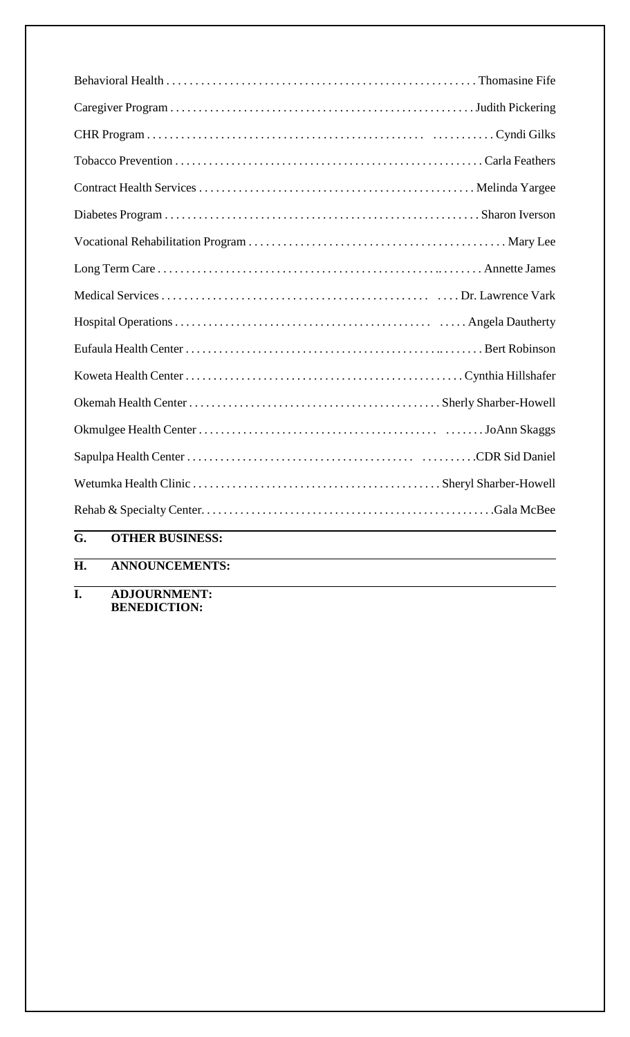Behavioral Health . . . . . . . . . . . . . . . . . . . . . . . . . . . . . . . . . . . . . . . . . . . . . . . . . . . . Thomasine Fife

Caregiver Program . . . . . . . . . . . . . . . . . . . . . . . . . . . . . . . . . . . . . . . . . . . . . . . . . . . . Judith Pickering

CHR Program . . . . . . . . . . . . . . . . . . . . . . . . . . . . . . . . . . . . . . . . . . . . . . . . . . . . Cyndi Gilks

Tobacco Prevention . . . . . . . . . . . . . . . . . . . . . . . . . . . . . . . . . . . . . . . . . . . . . . . . . . . . Carla Feathers

Contract Health Services . . . . . . . . . . . . . . . . . . . . . . . . . . . . . . . . . . . . . . . . . . . . . . . . Melinda Yargee

Diabetes Program . . . . . . . . . . . . . . . . . . . . . . . . . . . . . . . . . . . . . . . . . . . . . . . . . . . . Sharon Iverson

Vocational Rehabilitation Program . . . . . . . . . . . . . . . . . . . . . . . . . . . . . . . . . . . . . . . . . . . Mary Lee

Long Term Care . . . . . . . . . . . . . . . . . . . . . . . . . . . . . . . . . . . . . . . . . . . . . . . . . . . . . Annette James

Medical Services . . . . . . . . . . . . . . . . . . . . . . . . . . . . . . . . . . . . . . . . . . . . . . . . Dr. Lawrence Vark

Hospital Operations . . . . . . . . . . . . . . . . . . . . . . . . . . . . . . . . . . . . . . . . . . . . . . . Angela Dautherty

Eufaula Health Center . . . . . . . . . . . . . . . . . . . . . . . . . . . . . . . . . . . . . . . . . . . . . . . Bert Robinson

Koweta Health Center . . . . . . . . . . . . . . . . . . . . . . . . . . . . . . . . . . . . . . . . . . . . . . . . Cynthia Hillshafer

Okemah Health Center . . . . . . . . . . . . . . . . . . . . . . . . . . . . . . . . . . . . . . . . . . . Sherly Sharber-Howell

Okmulgee Health Center . . . . . . . . . . . . . . . . . . . . . . . . . . . . . . . . . . . . . . . . . . . . . . . JoAnn Skaggs

Sapulpa Health Center . . . . . . . . . . . . . . . . . . . . . . . . . . . . . . . . . . . . . . . . . . . . . . . CDR Sid Daniel

Wetumka Health Clinic . . . . . . . . . . . . . . . . . . . . . . . . . . . . . . . . . . . . . . . . . . . Sheryl Sharber-Howell

Rehab & Specialty Center. . . . . . . . . . . . . . . . . . . . . . . . . . . . . . . . . . . . . . . . . . . . . . . . . Gala McBee

**G. OTHER BUSINESS:**

**H. ANNOUNCEMENTS:**

**I. ADJOURNMENT:**
**BENEDICTION:**